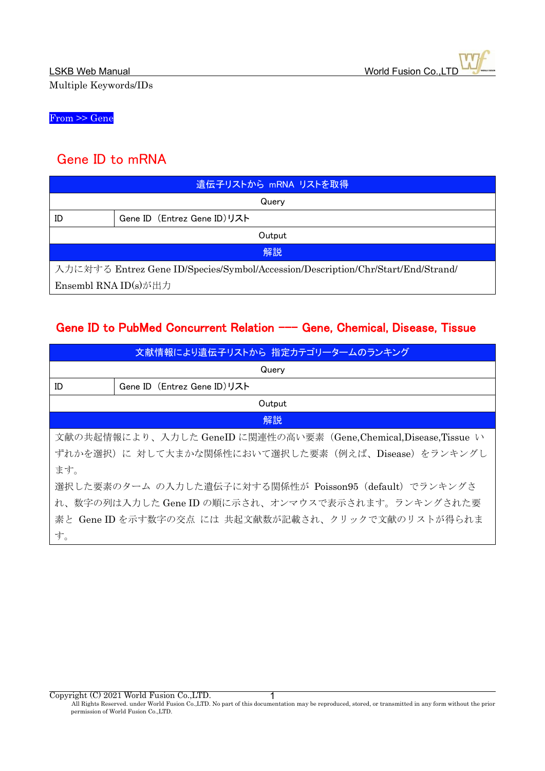Multiple Keywords/IDs

From >> Gene

## Gene ID to mRNA

| 遺伝子リストから mRNA リストを取得 | |
|---|---|
| Query | |
| ID | Gene ID（Entrez Gene ID)リスト |
| Output | |
| 解説 | |
| 入力に対する Entrez Gene ID/Species/Symbol/Accession/Description/Chr/Start/End/Strand/ Ensembl RNA ID(s)が出力 | |

## Gene ID to PubMed Concurrent Relation --- Gene, Chemical, Disease, Tissue

| 文献情報により遺伝子リストから 指定カテゴリータームのランキング | |
|---|---|
| Query | |
| ID | Gene ID（Entrez Gene ID)リスト |
| Output | |
| 解説 | |
| 文献の共起情報により、入力した GeneID に関連性の高い要素（Gene,Chemical,Disease,Tissue いずれかを選択）に 対して大まかな関係性において選択した要素（例えば、Disease）をランキングします。<br>選択した要素のターム の入力した遺伝子に対する関係性が Poisson95（default）でランキングされ、数字の列は入力した Gene ID の順に示され、オンマウスで表示されます。ランキングされた要素と Gene ID を示す数字の交点 には 共起文献数が記載され、クリックで文献のリストが得られます。 | |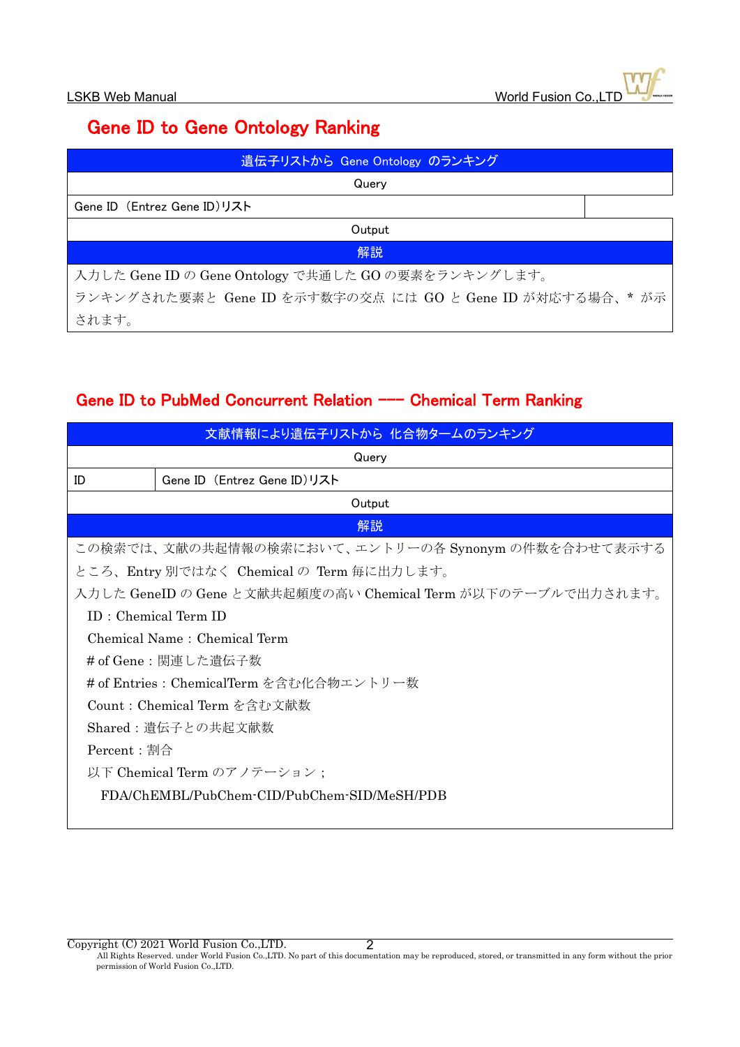## Gene ID to Gene Ontology Ranking

| 遺伝子リストから Gene Ontology のランキング | |
|---|---|
| Query | |
| Gene ID（Entrez Gene ID)リスト | |
| Output | |
| 解説 | |
| 入力した Gene ID の Gene Ontology で共通した GO の要素をランキングします。<br>ランキングされた要素と Gene ID を示す数字の交点 には GO と Gene ID が対応する場合、* が示されます。 | |

## Gene ID to PubMed Concurrent Relation --- Chemical Term Ranking

| 文献情報により遺伝子リストから 化合物タームのランキング | |
|---|---|
| Query | |
| ID | Gene ID（Entrez Gene ID)リスト |
| Output | |
| 解説 | |
| この検索では、文献の共起情報の検索において、エントリーの各 Synonym の件数を合わせて表示するところ、Entry 別ではなく Chemical の Term 毎に出力します。<br>入力した GeneID の Gene と文献共起頻度の高い Chemical Term が以下のテーブルで出力されます。<br>ID : Chemical Term ID<br>Chemical Name : Chemical Term<br># of Gene : 関連した遺伝子数<br># of Entries : ChemicalTerm を含む化合物エントリー数<br>Count : Chemical Term を含む文献数<br>Shared : 遺伝子との共起文献数<br>Percent : 割合<br>以下 Chemical Term のアノテーション；<br>FDA/ChEMBL/PubChem-CID/PubChem-SID/MeSH/PDB | |